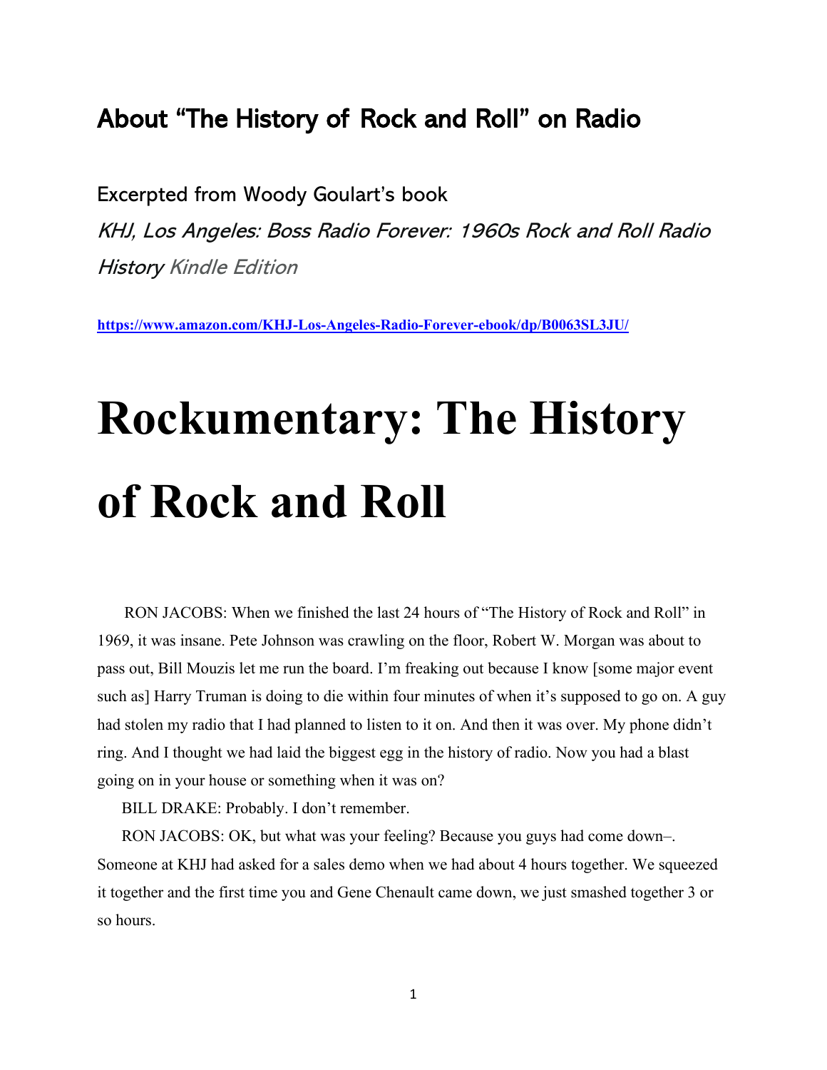## About "The History of Rock and Roll" on Radio

Excerpted from Woody Goulart's book

*KHJ, Los Angeles: Boss Radio Forever: 1960s Rock and Roll Radio History* *Kindle Edition*

**https://www.amazon.com/KHJ-Los-Angeles-Radio-Forever-ebook/dp/B0063SL3JU/**

# Rockumentary: The History of Rock and Roll

RON JACOBS: When we finished the last 24 hours of "The History of Rock and Roll" in 1969, it was insane. Pete Johnson was crawling on the floor, Robert W. Morgan was about to pass out, Bill Mouzis let me run the board. I'm freaking out because I know [some major event such as] Harry Truman is doing to die within four minutes of when it's supposed to go on. A guy had stolen my radio that I had planned to listen to it on. And then it was over. My phone didn't ring. And I thought we had laid the biggest egg in the history of radio. Now you had a blast going on in your house or something when it was on?

BILL DRAKE: Probably. I don't remember.

RON JACOBS: OK, but what was your feeling? Because you guys had come down–. Someone at KHJ had asked for a sales demo when we had about 4 hours together. We squeezed it together and the first time you and Gene Chenault came down, we just smashed together 3 or so hours.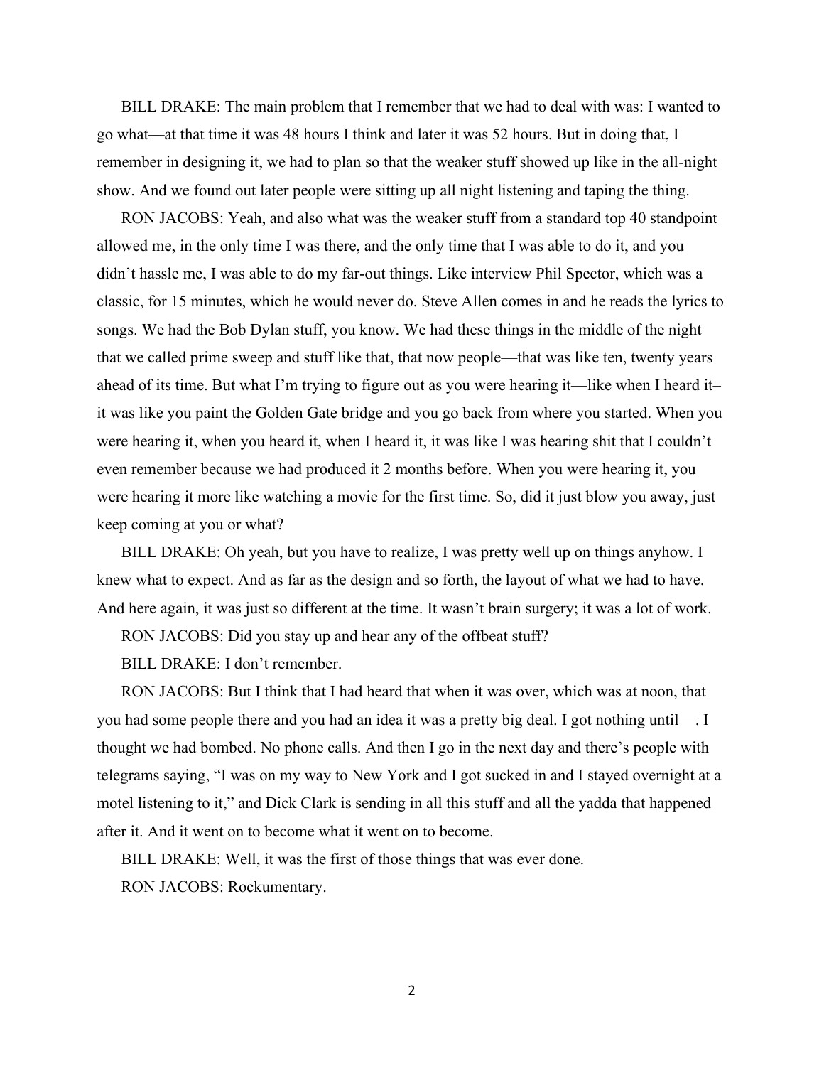BILL DRAKE: The main problem that I remember that we had to deal with was: I wanted to go what—at that time it was 48 hours I think and later it was 52 hours. But in doing that, I remember in designing it, we had to plan so that the weaker stuff showed up like in the all-night show. And we found out later people were sitting up all night listening and taping the thing.

RON JACOBS: Yeah, and also what was the weaker stuff from a standard top 40 standpoint allowed me, in the only time I was there, and the only time that I was able to do it, and you didn't hassle me, I was able to do my far-out things. Like interview Phil Spector, which was a classic, for 15 minutes, which he would never do. Steve Allen comes in and he reads the lyrics to songs. We had the Bob Dylan stuff, you know. We had these things in the middle of the night that we called prime sweep and stuff like that, that now people—that was like ten, twenty years ahead of its time. But what I'm trying to figure out as you were hearing it—like when I heard it–it was like you paint the Golden Gate bridge and you go back from where you started. When you were hearing it, when you heard it, when I heard it, it was like I was hearing shit that I couldn't even remember because we had produced it 2 months before. When you were hearing it, you were hearing it more like watching a movie for the first time. So, did it just blow you away, just keep coming at you or what?

BILL DRAKE: Oh yeah, but you have to realize, I was pretty well up on things anyhow. I knew what to expect. And as far as the design and so forth, the layout of what we had to have. And here again, it was just so different at the time. It wasn't brain surgery; it was a lot of work.

RON JACOBS: Did you stay up and hear any of the offbeat stuff?

BILL DRAKE: I don't remember.

RON JACOBS: But I think that I had heard that when it was over, which was at noon, that you had some people there and you had an idea it was a pretty big deal. I got nothing until—. I thought we had bombed. No phone calls. And then I go in the next day and there's people with telegrams saying, "I was on my way to New York and I got sucked in and I stayed overnight at a motel listening to it," and Dick Clark is sending in all this stuff and all the yadda that happened after it. And it went on to become what it went on to become.

BILL DRAKE: Well, it was the first of those things that was ever done.

RON JACOBS: Rockumentary.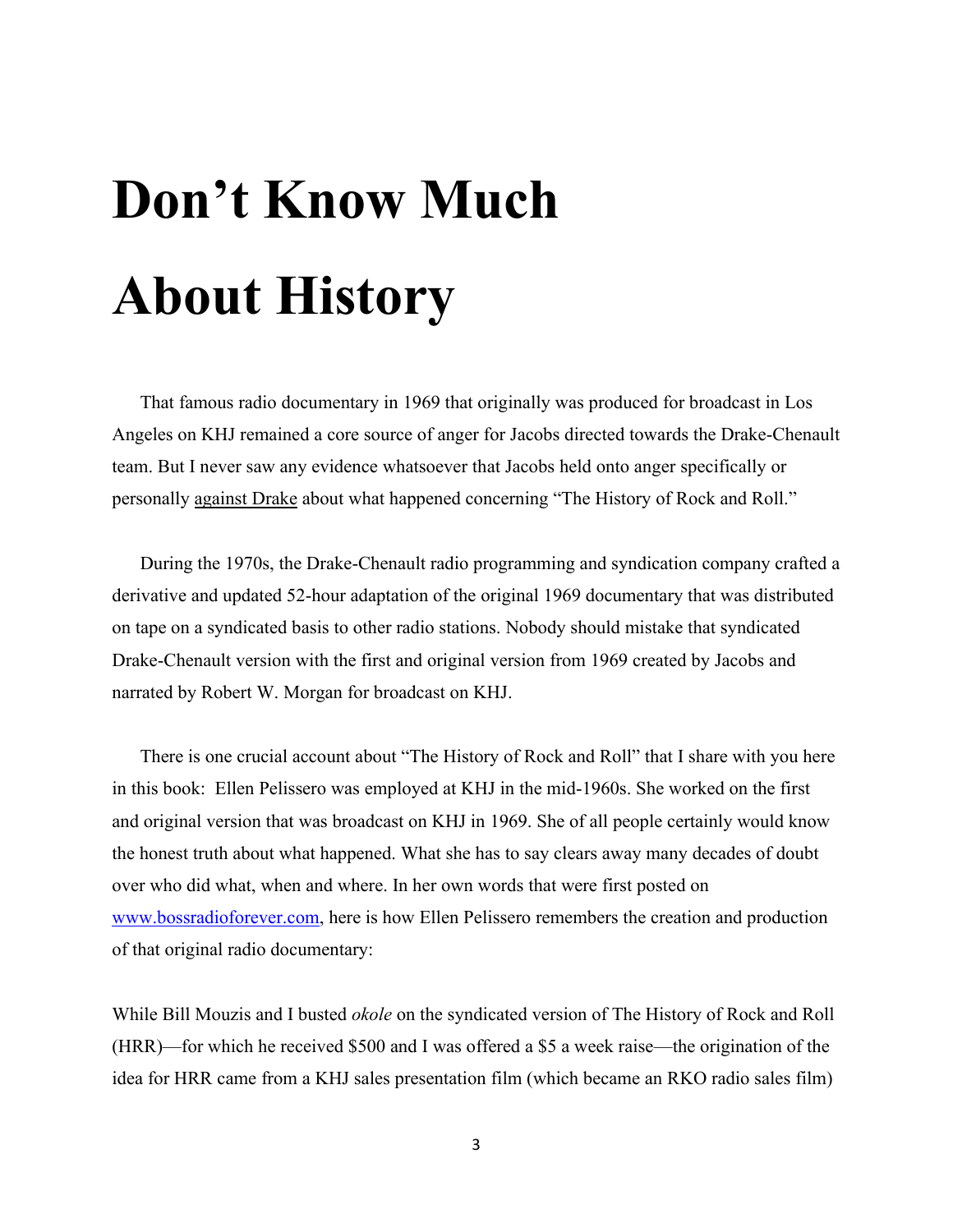# Don't Know Much About History

That famous radio documentary in 1969 that originally was produced for broadcast in Los Angeles on KHJ remained a core source of anger for Jacobs directed towards the Drake-Chenault team. But I never saw any evidence whatsoever that Jacobs held onto anger specifically or personally <u>against Drake</u> about what happened concerning "The History of Rock and Roll."

During the 1970s, the Drake-Chenault radio programming and syndication company crafted a derivative and updated 52-hour adaptation of the original 1969 documentary that was distributed on tape on a syndicated basis to other radio stations. Nobody should mistake that syndicated Drake-Chenault version with the first and original version from 1969 created by Jacobs and narrated by Robert W. Morgan for broadcast on KHJ.

There is one crucial account about "The History of Rock and Roll" that I share with you here in this book: Ellen Pelissero was employed at KHJ in the mid-1960s. She worked on the first and original version that was broadcast on KHJ in 1969. She of all people certainly would know the honest truth about what happened. What she has to say clears away many decades of doubt over who did what, when and where. In her own words that were first posted on [www.bossradioforever.com](http://www.bossradioforever.com), here is how Ellen Pelissero remembers the creation and production of that original radio documentary:

While Bill Mouzis and I busted *okole* on the syndicated version of The History of Rock and Roll (HRR)—for which he received $500 and I was offered a $5 a week raise—the origination of the idea for HRR came from a KHJ sales presentation film (which became an RKO radio sales film)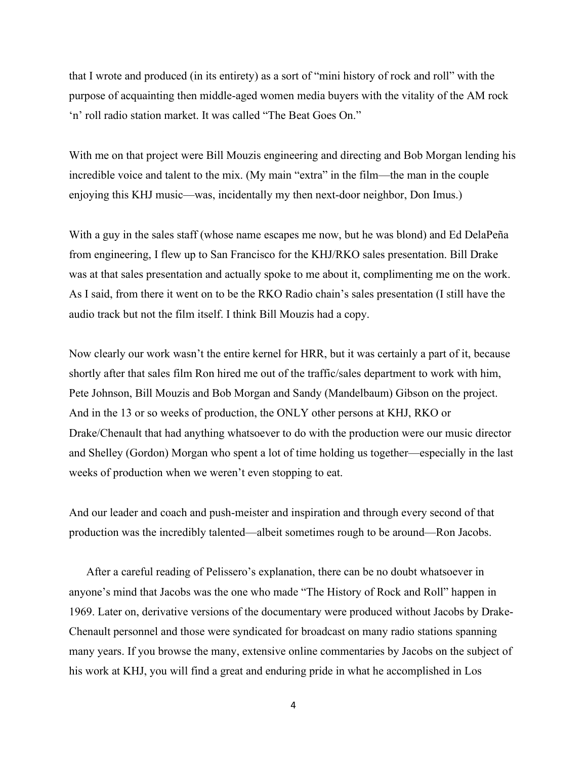that I wrote and produced (in its entirety) as a sort of "mini history of rock and roll" with the purpose of acquainting then middle-aged women media buyers with the vitality of the AM rock 'n' roll radio station market. It was called "The Beat Goes On."

With me on that project were Bill Mouzis engineering and directing and Bob Morgan lending his incredible voice and talent to the mix. (My main "extra" in the film—the man in the couple enjoying this KHJ music—was, incidentally my then next-door neighbor, Don Imus.)

With a guy in the sales staff (whose name escapes me now, but he was blond) and Ed DelaPeña from engineering, I flew up to San Francisco for the KHJ/RKO sales presentation. Bill Drake was at that sales presentation and actually spoke to me about it, complimenting me on the work. As I said, from there it went on to be the RKO Radio chain's sales presentation (I still have the audio track but not the film itself. I think Bill Mouzis had a copy.

Now clearly our work wasn't the entire kernel for HRR, but it was certainly a part of it, because shortly after that sales film Ron hired me out of the traffic/sales department to work with him, Pete Johnson, Bill Mouzis and Bob Morgan and Sandy (Mandelbaum) Gibson on the project. And in the 13 or so weeks of production, the ONLY other persons at KHJ, RKO or Drake/Chenault that had anything whatsoever to do with the production were our music director and Shelley (Gordon) Morgan who spent a lot of time holding us together—especially in the last weeks of production when we weren't even stopping to eat.

And our leader and coach and push-meister and inspiration and through every second of that production was the incredibly talented—albeit sometimes rough to be around—Ron Jacobs.

After a careful reading of Pelissero's explanation, there can be no doubt whatsoever in anyone's mind that Jacobs was the one who made "The History of Rock and Roll" happen in 1969. Later on, derivative versions of the documentary were produced without Jacobs by Drake-Chenault personnel and those were syndicated for broadcast on many radio stations spanning many years. If you browse the many, extensive online commentaries by Jacobs on the subject of his work at KHJ, you will find a great and enduring pride in what he accomplished in Los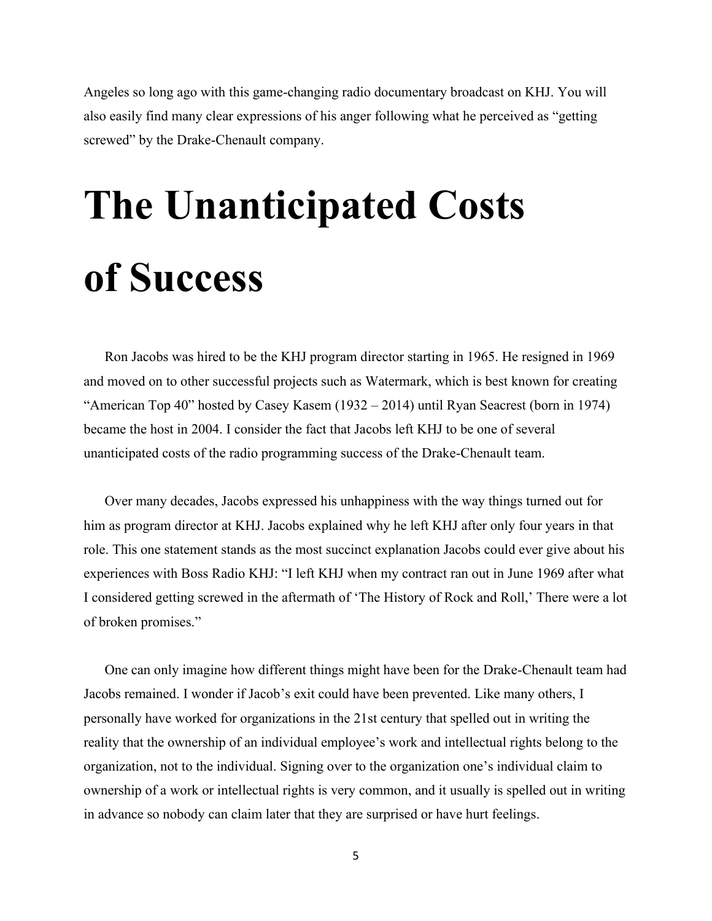Angeles so long ago with this game-changing radio documentary broadcast on KHJ. You will also easily find many clear expressions of his anger following what he perceived as "getting screwed" by the Drake-Chenault company.

# The Unanticipated Costs of Success

Ron Jacobs was hired to be the KHJ program director starting in 1965. He resigned in 1969 and moved on to other successful projects such as Watermark, which is best known for creating "American Top 40" hosted by Casey Kasem (1932 – 2014) until Ryan Seacrest (born in 1974) became the host in 2004. I consider the fact that Jacobs left KHJ to be one of several unanticipated costs of the radio programming success of the Drake-Chenault team.

Over many decades, Jacobs expressed his unhappiness with the way things turned out for him as program director at KHJ. Jacobs explained why he left KHJ after only four years in that role. This one statement stands as the most succinct explanation Jacobs could ever give about his experiences with Boss Radio KHJ: "I left KHJ when my contract ran out in June 1969 after what I considered getting screwed in the aftermath of 'The History of Rock and Roll,' There were a lot of broken promises."

One can only imagine how different things might have been for the Drake-Chenault team had Jacobs remained. I wonder if Jacob's exit could have been prevented. Like many others, I personally have worked for organizations in the 21st century that spelled out in writing the reality that the ownership of an individual employee's work and intellectual rights belong to the organization, not to the individual. Signing over to the organization one's individual claim to ownership of a work or intellectual rights is very common, and it usually is spelled out in writing in advance so nobody can claim later that they are surprised or have hurt feelings.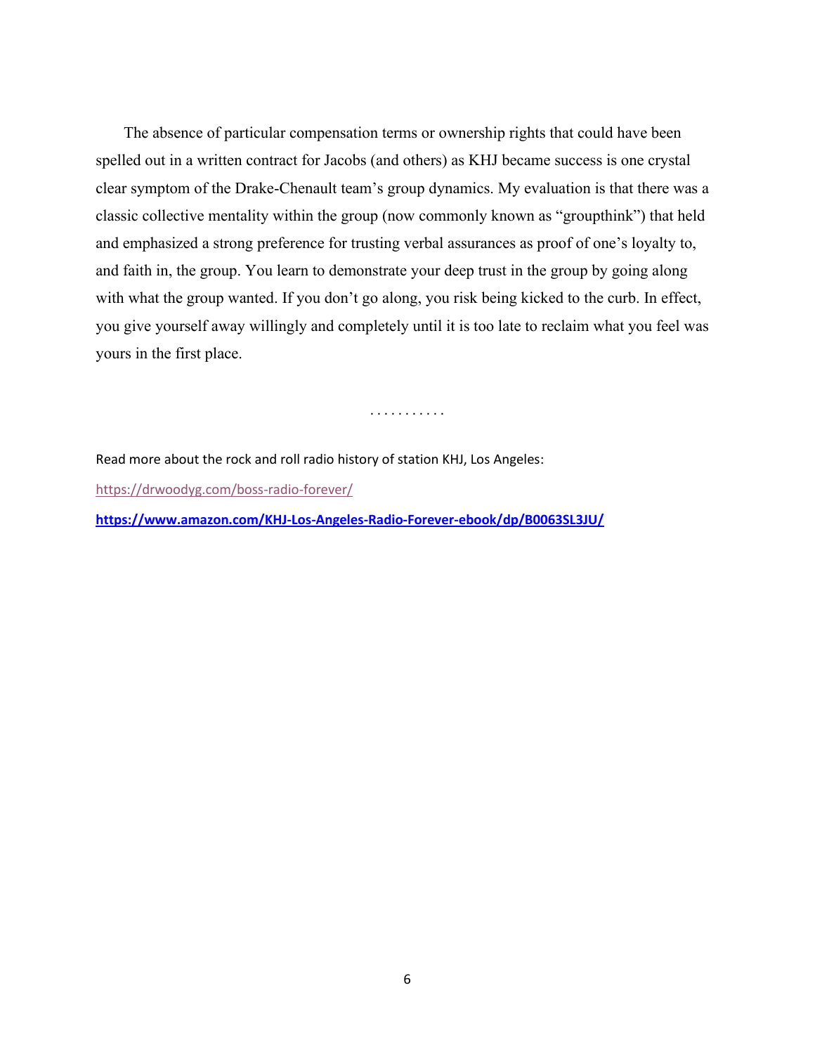The absence of particular compensation terms or ownership rights that could have been spelled out in a written contract for Jacobs (and others) as KHJ became success is one crystal clear symptom of the Drake-Chenault team's group dynamics. My evaluation is that there was a classic collective mentality within the group (now commonly known as "groupthink") that held and emphasized a strong preference for trusting verbal assurances as proof of one's loyalty to, and faith in, the group. You learn to demonstrate your deep trust in the group by going along with what the group wanted. If you don't go along, you risk being kicked to the curb. In effect, you give yourself away willingly and completely until it is too late to reclaim what you feel was yours in the first place.

. . . . . . . . . . .

Read more about the rock and roll radio history of station KHJ, Los Angeles:

https://drwoodyg.com/boss-radio-forever/

**https://www.amazon.com/KHJ-Los-Angeles-Radio-Forever-ebook/dp/B0063SL3JU/**